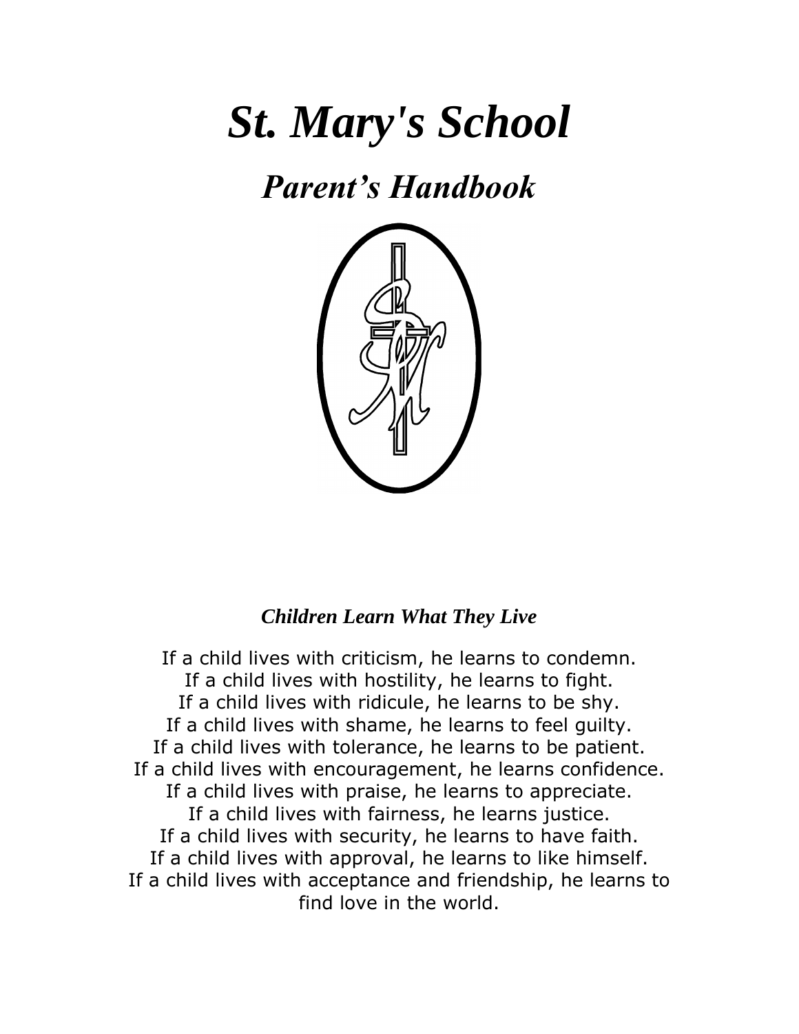# *St. Mary's School*

## *Parent's Handbook*

### *Children Learn What They Live*

If a child lives with criticism, he learns to condemn.
If a child lives with hostility, he learns to fight.
If a child lives with ridicule, he learns to be shy.
If a child lives with shame, he learns to feel guilty.
If a child lives with tolerance, he learns to be patient.
If a child lives with encouragement, he learns confidence.
If a child lives with praise, he learns to appreciate.
If a child lives with fairness, he learns justice.
If a child lives with security, he learns to have faith.
If a child lives with approval, he learns to like himself.
If a child lives with acceptance and friendship, he learns to find love in the world.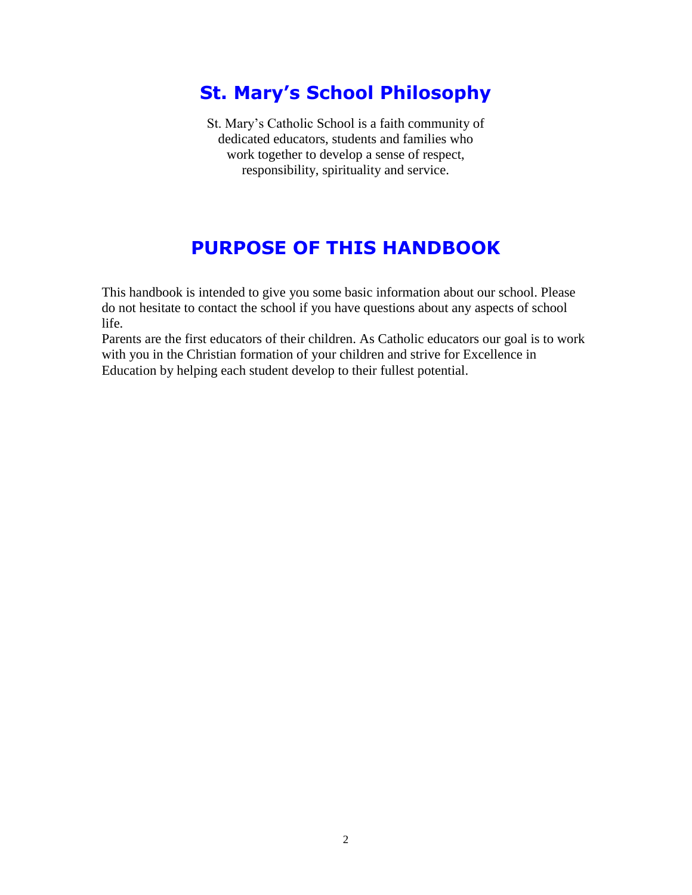# St. Mary's School Philosophy

St. Mary's Catholic School is a faith community of dedicated educators, students and families who work together to develop a sense of respect, responsibility, spirituality and service.

# PURPOSE OF THIS HANDBOOK

This handbook is intended to give you some basic information about our school. Please do not hesitate to contact the school if you have questions about any aspects of school life.

Parents are the first educators of their children. As Catholic educators our goal is to work with you in the Christian formation of your children and strive for Excellence in Education by helping each student develop to their fullest potential.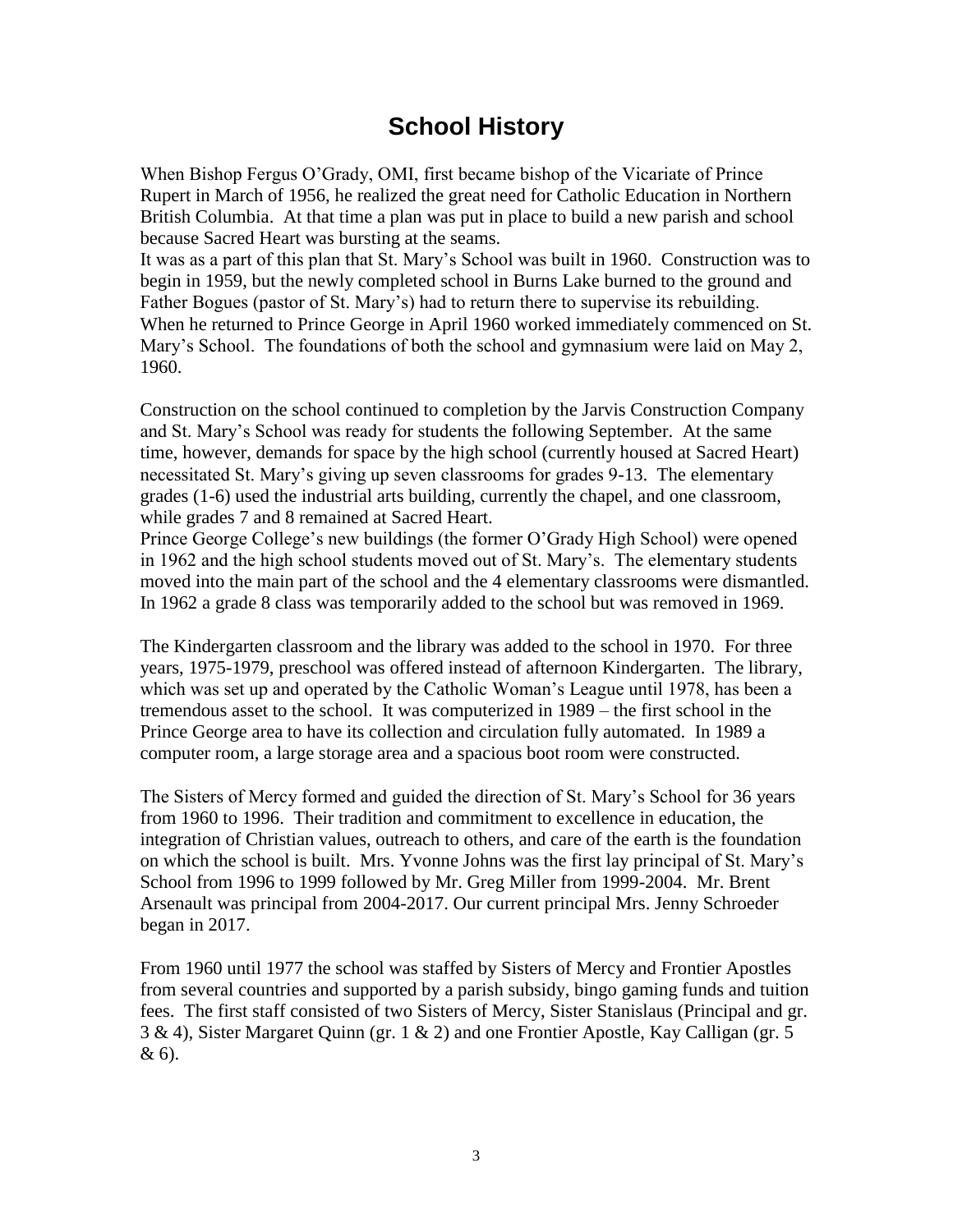# School History

When Bishop Fergus O'Grady, OMI, first became bishop of the Vicariate of Prince Rupert in March of 1956, he realized the great need for Catholic Education in Northern British Columbia. At that time a plan was put in place to build a new parish and school because Sacred Heart was bursting at the seams.

It was as a part of this plan that St. Mary's School was built in 1960. Construction was to begin in 1959, but the newly completed school in Burns Lake burned to the ground and Father Bogues (pastor of St. Mary's) had to return there to supervise its rebuilding. When he returned to Prince George in April 1960 worked immediately commenced on St. Mary's School. The foundations of both the school and gymnasium were laid on May 2, 1960.

Construction on the school continued to completion by the Jarvis Construction Company and St. Mary's School was ready for students the following September. At the same time, however, demands for space by the high school (currently housed at Sacred Heart) necessitated St. Mary's giving up seven classrooms for grades 9-13. The elementary grades (1-6) used the industrial arts building, currently the chapel, and one classroom, while grades 7 and 8 remained at Sacred Heart.

Prince George College's new buildings (the former O'Grady High School) were opened in 1962 and the high school students moved out of St. Mary's. The elementary students moved into the main part of the school and the 4 elementary classrooms were dismantled. In 1962 a grade 8 class was temporarily added to the school but was removed in 1969.

The Kindergarten classroom and the library was added to the school in 1970. For three years, 1975-1979, preschool was offered instead of afternoon Kindergarten. The library, which was set up and operated by the Catholic Woman's League until 1978, has been a tremendous asset to the school. It was computerized in 1989 – the first school in the Prince George area to have its collection and circulation fully automated. In 1989 a computer room, a large storage area and a spacious boot room were constructed.

The Sisters of Mercy formed and guided the direction of St. Mary's School for 36 years from 1960 to 1996. Their tradition and commitment to excellence in education, the integration of Christian values, outreach to others, and care of the earth is the foundation on which the school is built. Mrs. Yvonne Johns was the first lay principal of St. Mary's School from 1996 to 1999 followed by Mr. Greg Miller from 1999-2004. Mr. Brent Arsenault was principal from 2004-2017. Our current principal Mrs. Jenny Schroeder began in 2017.

From 1960 until 1977 the school was staffed by Sisters of Mercy and Frontier Apostles from several countries and supported by a parish subsidy, bingo gaming funds and tuition fees. The first staff consisted of two Sisters of Mercy, Sister Stanislaus (Principal and gr. 3 & 4), Sister Margaret Quinn (gr. 1 & 2) and one Frontier Apostle, Kay Calligan (gr. 5 & 6).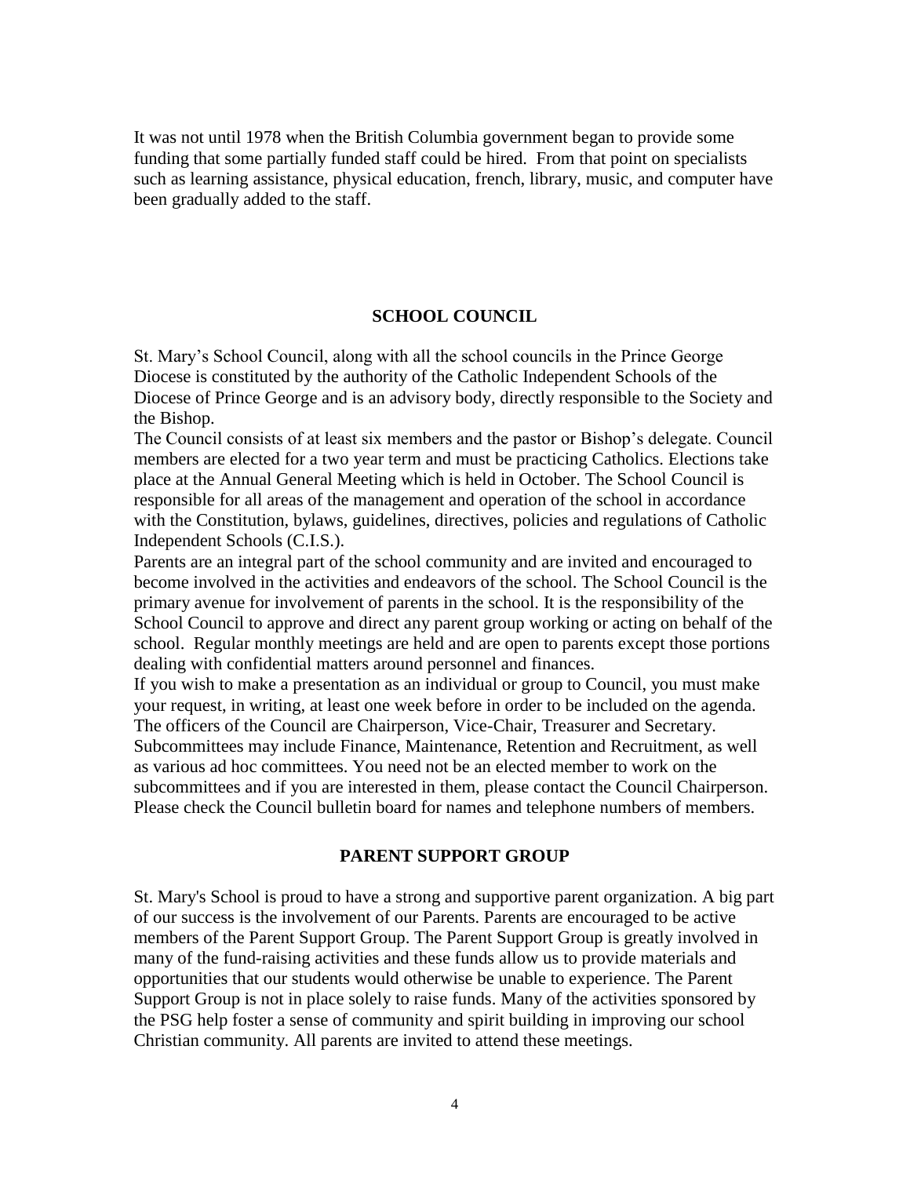It was not until 1978 when the British Columbia government began to provide some funding that some partially funded staff could be hired. From that point on specialists such as learning assistance, physical education, french, library, music, and computer have been gradually added to the staff.

## SCHOOL COUNCIL

St. Mary's School Council, along with all the school councils in the Prince George Diocese is constituted by the authority of the Catholic Independent Schools of the Diocese of Prince George and is an advisory body, directly responsible to the Society and the Bishop.

The Council consists of at least six members and the pastor or Bishop's delegate. Council members are elected for a two year term and must be practicing Catholics. Elections take place at the Annual General Meeting which is held in October. The School Council is responsible for all areas of the management and operation of the school in accordance with the Constitution, bylaws, guidelines, directives, policies and regulations of Catholic Independent Schools (C.I.S.).

Parents are an integral part of the school community and are invited and encouraged to become involved in the activities and endeavors of the school. The School Council is the primary avenue for involvement of parents in the school. It is the responsibility of the School Council to approve and direct any parent group working or acting on behalf of the school. Regular monthly meetings are held and are open to parents except those portions dealing with confidential matters around personnel and finances.

If you wish to make a presentation as an individual or group to Council, you must make your request, in writing, at least one week before in order to be included on the agenda.

The officers of the Council are Chairperson, Vice-Chair, Treasurer and Secretary. Subcommittees may include Finance, Maintenance, Retention and Recruitment, as well as various ad hoc committees. You need not be an elected member to work on the subcommittees and if you are interested in them, please contact the Council Chairperson. Please check the Council bulletin board for names and telephone numbers of members.

## PARENT SUPPORT GROUP

St. Mary's School is proud to have a strong and supportive parent organization. A big part of our success is the involvement of our Parents. Parents are encouraged to be active members of the Parent Support Group. The Parent Support Group is greatly involved in many of the fund-raising activities and these funds allow us to provide materials and opportunities that our students would otherwise be unable to experience. The Parent Support Group is not in place solely to raise funds. Many of the activities sponsored by the PSG help foster a sense of community and spirit building in improving our school Christian community. All parents are invited to attend these meetings.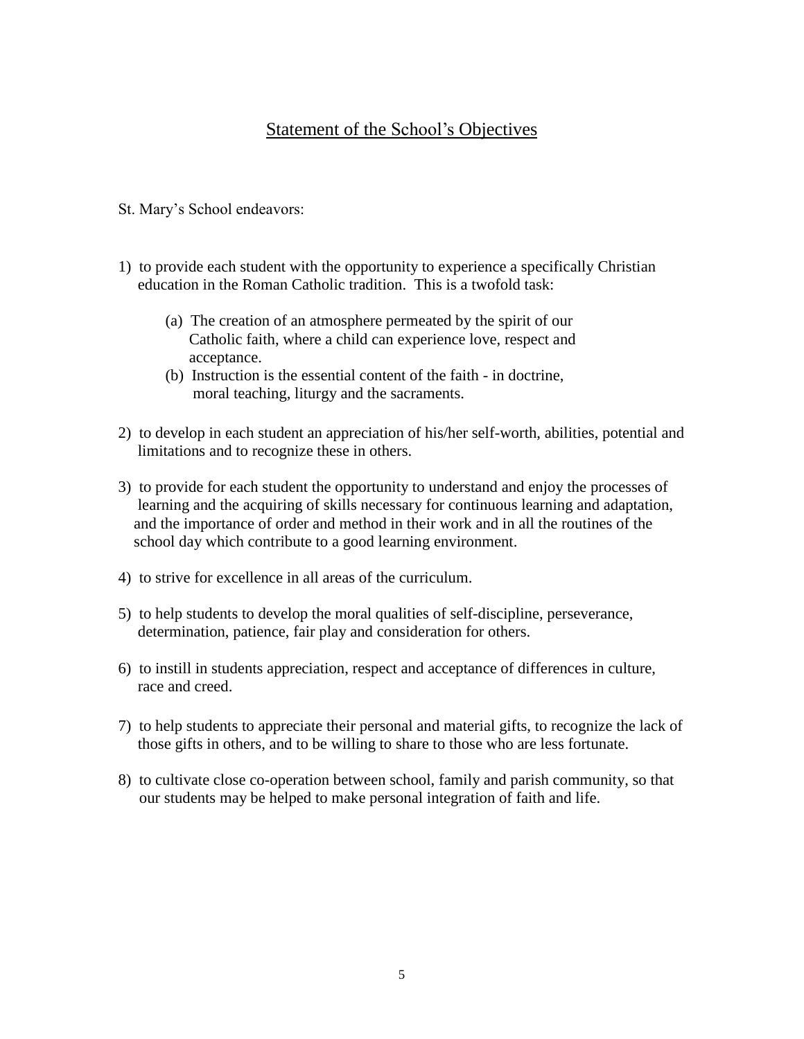## Statement of the School's Objectives

St. Mary's School endeavors:

1) to provide each student with the opportunity to experience a specifically Christian education in the Roman Catholic tradition. This is a twofold task:

    (a) The creation of an atmosphere permeated by the spirit of our Catholic faith, where a child can experience love, respect and acceptance.
    (b) Instruction is the essential content of the faith - in doctrine, moral teaching, liturgy and the sacraments.

2) to develop in each student an appreciation of his/her self-worth, abilities, potential and limitations and to recognize these in others.

3) to provide for each student the opportunity to understand and enjoy the processes of learning and the acquiring of skills necessary for continuous learning and adaptation, and the importance of order and method in their work and in all the routines of the school day which contribute to a good learning environment.

4) to strive for excellence in all areas of the curriculum.

5) to help students to develop the moral qualities of self-discipline, perseverance, determination, patience, fair play and consideration for others.

6) to instill in students appreciation, respect and acceptance of differences in culture, race and creed.

7) to help students to appreciate their personal and material gifts, to recognize the lack of those gifts in others, and to be willing to share to those who are less fortunate.

8) to cultivate close co-operation between school, family and parish community, so that our students may be helped to make personal integration of faith and life.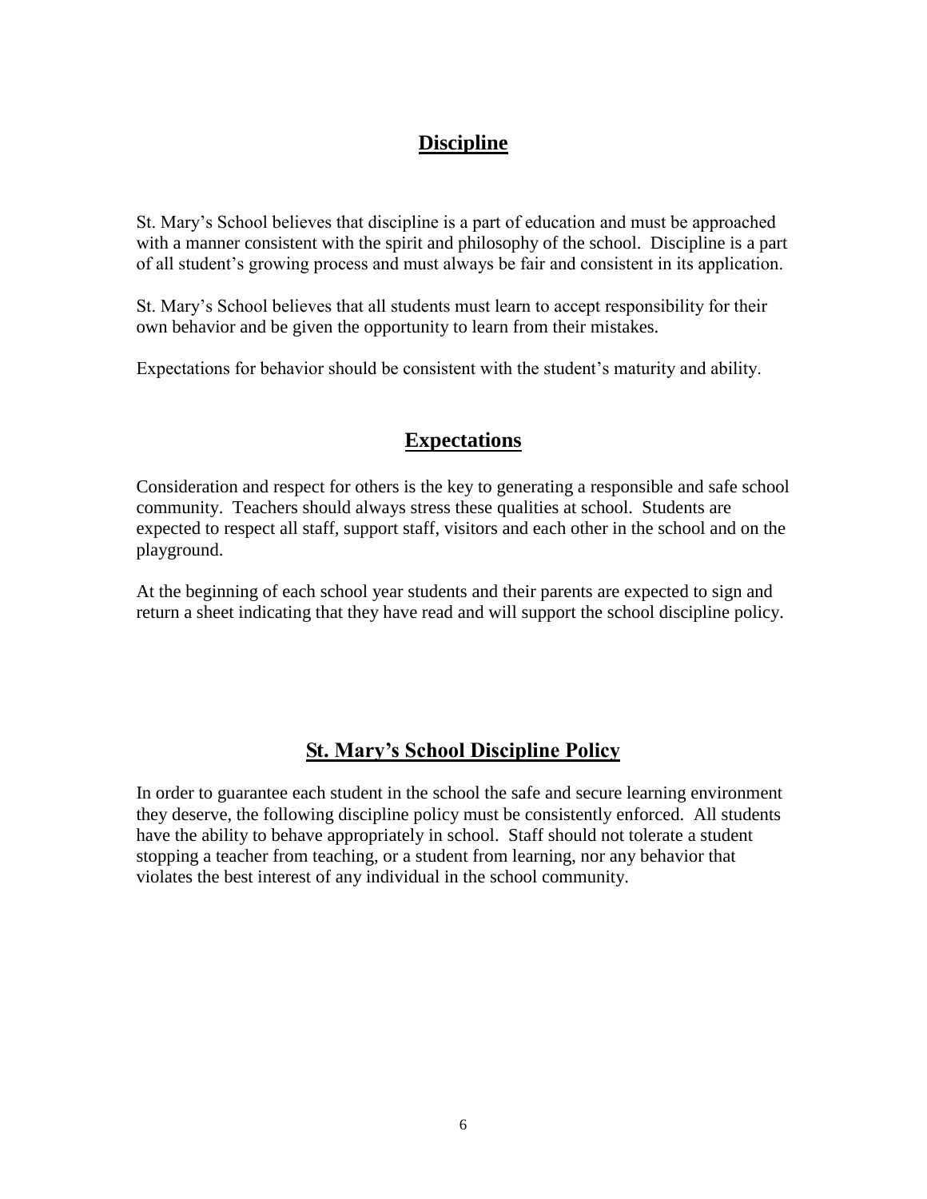## Discipline

St. Mary's School believes that discipline is a part of education and must be approached with a manner consistent with the spirit and philosophy of the school. Discipline is a part of all student's growing process and must always be fair and consistent in its application.

St. Mary's School believes that all students must learn to accept responsibility for their own behavior and be given the opportunity to learn from their mistakes.

Expectations for behavior should be consistent with the student's maturity and ability.

## Expectations

Consideration and respect for others is the key to generating a responsible and safe school community. Teachers should always stress these qualities at school. Students are expected to respect all staff, support staff, visitors and each other in the school and on the playground.

At the beginning of each school year students and their parents are expected to sign and return a sheet indicating that they have read and will support the school discipline policy.

## St. Mary's School Discipline Policy

In order to guarantee each student in the school the safe and secure learning environment they deserve, the following discipline policy must be consistently enforced. All students have the ability to behave appropriately in school. Staff should not tolerate a student stopping a teacher from teaching, or a student from learning, nor any behavior that violates the best interest of any individual in the school community.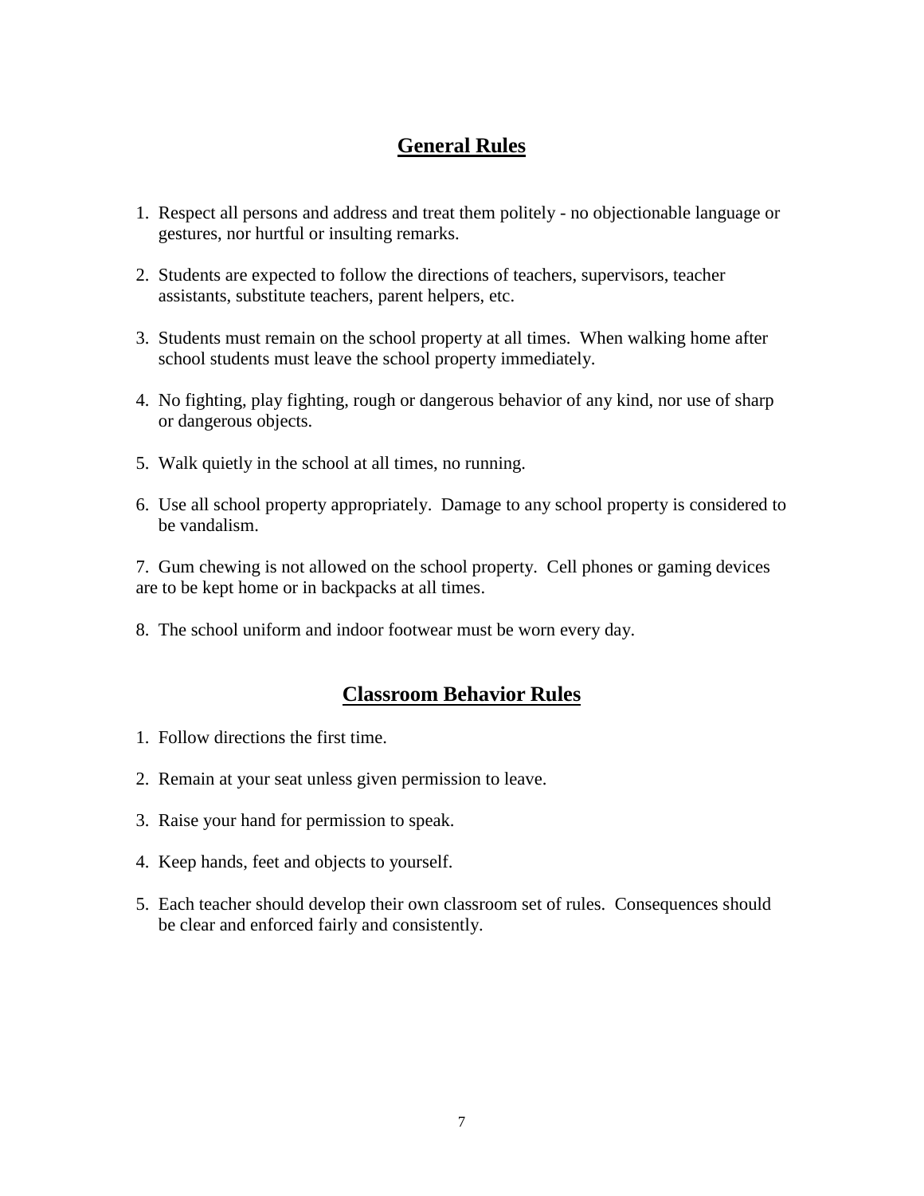## General Rules

1. Respect all persons and address and treat them politely - no objectionable language or gestures, nor hurtful or insulting remarks.

2. Students are expected to follow the directions of teachers, supervisors, teacher assistants, substitute teachers, parent helpers, etc.

3. Students must remain on the school property at all times. When walking home after school students must leave the school property immediately.

4. No fighting, play fighting, rough or dangerous behavior of any kind, nor use of sharp or dangerous objects.

5. Walk quietly in the school at all times, no running.

6. Use all school property appropriately. Damage to any school property is considered to be vandalism.

7. Gum chewing is not allowed on the school property. Cell phones or gaming devices are to be kept home or in backpacks at all times.

8. The school uniform and indoor footwear must be worn every day.

## Classroom Behavior Rules

1. Follow directions the first time.

2. Remain at your seat unless given permission to leave.

3. Raise your hand for permission to speak.

4. Keep hands, feet and objects to yourself.

5. Each teacher should develop their own classroom set of rules. Consequences should be clear and enforced fairly and consistently.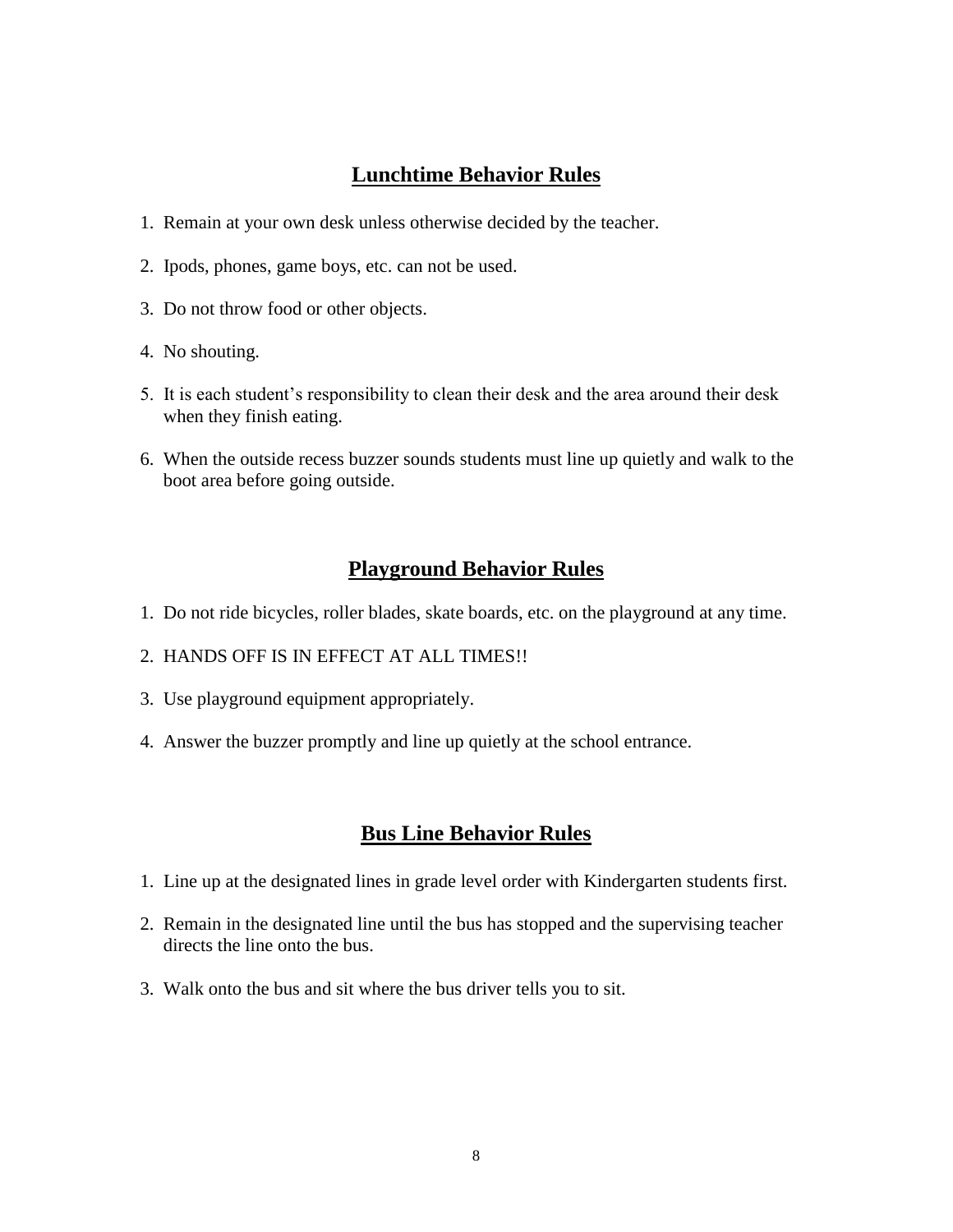## Lunchtime Behavior Rules

1. Remain at your own desk unless otherwise decided by the teacher.
2. Ipods, phones, game boys, etc. can not be used.
3. Do not throw food or other objects.
4. No shouting.
5. It is each student's responsibility to clean their desk and the area around their desk when they finish eating.
6. When the outside recess buzzer sounds students must line up quietly and walk to the boot area before going outside.

## Playground Behavior Rules

1. Do not ride bicycles, roller blades, skate boards, etc. on the playground at any time.
2. HANDS OFF IS IN EFFECT AT ALL TIMES!!
3. Use playground equipment appropriately.
4. Answer the buzzer promptly and line up quietly at the school entrance.

## Bus Line Behavior Rules

1. Line up at the designated lines in grade level order with Kindergarten students first.
2. Remain in the designated line until the bus has stopped and the supervising teacher directs the line onto the bus.
3. Walk onto the bus and sit where the bus driver tells you to sit.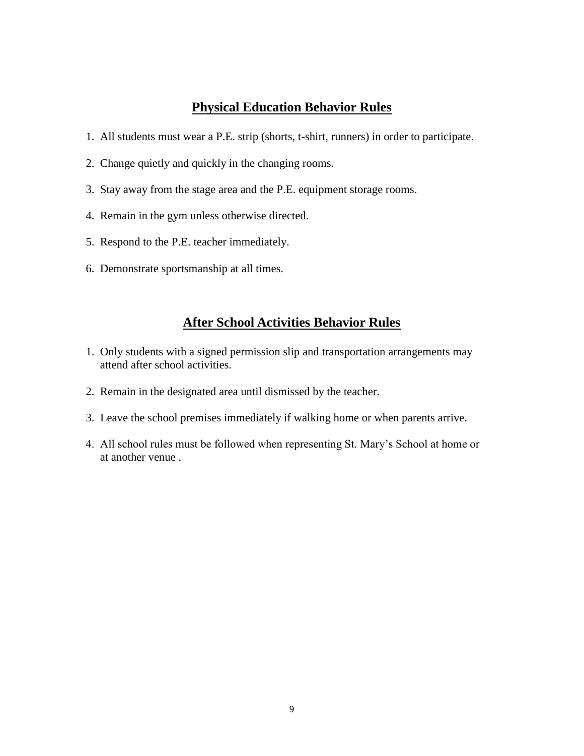## Physical Education Behavior Rules

1. All students must wear a P.E. strip (shorts, t-shirt, runners) in order to participate.
2. Change quietly and quickly in the changing rooms.
3. Stay away from the stage area and the P.E. equipment storage rooms.
4. Remain in the gym unless otherwise directed.
5. Respond to the P.E. teacher immediately.
6. Demonstrate sportsmanship at all times.

## After School Activities Behavior Rules

1. Only students with a signed permission slip and transportation arrangements may attend after school activities.
2. Remain in the designated area until dismissed by the teacher.
3. Leave the school premises immediately if walking home or when parents arrive.
4. All school rules must be followed when representing St. Mary's School at home or at another venue .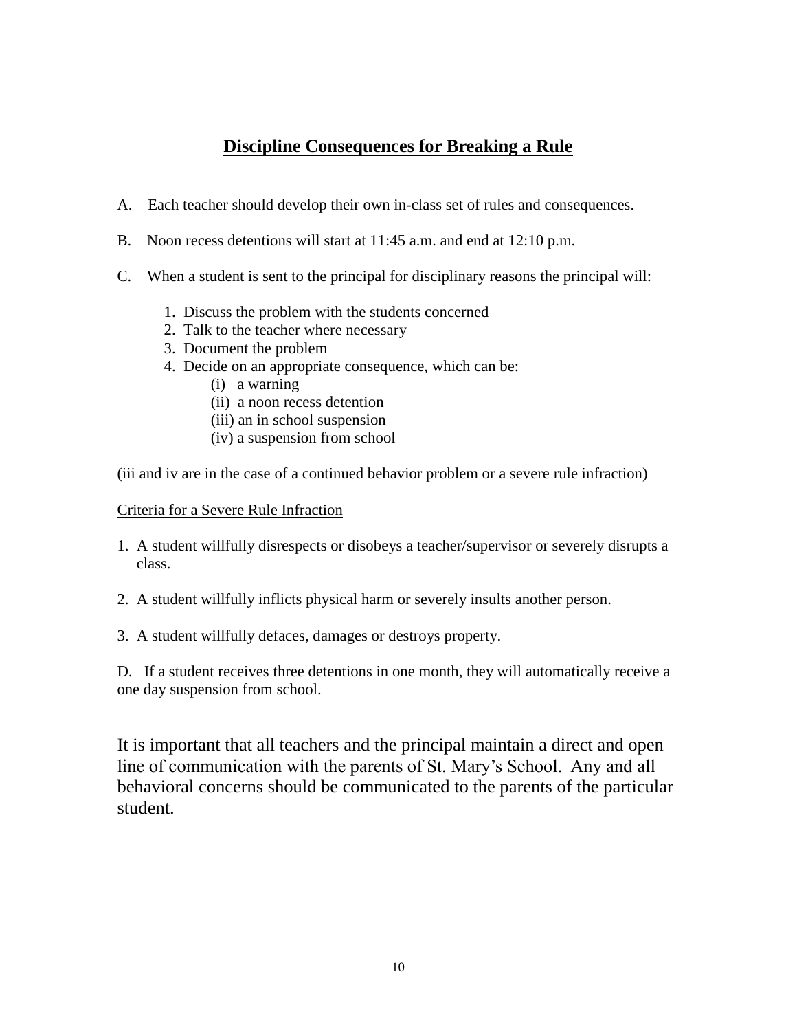## Discipline Consequences for Breaking a Rule

A. Each teacher should develop their own in-class set of rules and consequences.

B. Noon recess detentions will start at 11:45 a.m. and end at 12:10 p.m.

C. When a student is sent to the principal for disciplinary reasons the principal will:

1. Discuss the problem with the students concerned
2. Talk to the teacher where necessary
3. Document the problem
4. Decide on an appropriate consequence, which can be:
    - (i) a warning
    - (ii) a noon recess detention
    - (iii) an in school suspension
    - (iv) a suspension from school

(iii and iv are in the case of a continued behavior problem or a severe rule infraction)

<u>Criteria for a Severe Rule Infraction</u>

1. A student willfully disrespects or disobeys a teacher/supervisor or severely disrupts a class.

2. A student willfully inflicts physical harm or severely insults another person.

3. A student willfully defaces, damages or destroys property.

D. If a student receives three detentions in one month, they will automatically receive a one day suspension from school.

It is important that all teachers and the principal maintain a direct and open line of communication with the parents of St. Mary's School. Any and all behavioral concerns should be communicated to the parents of the particular student.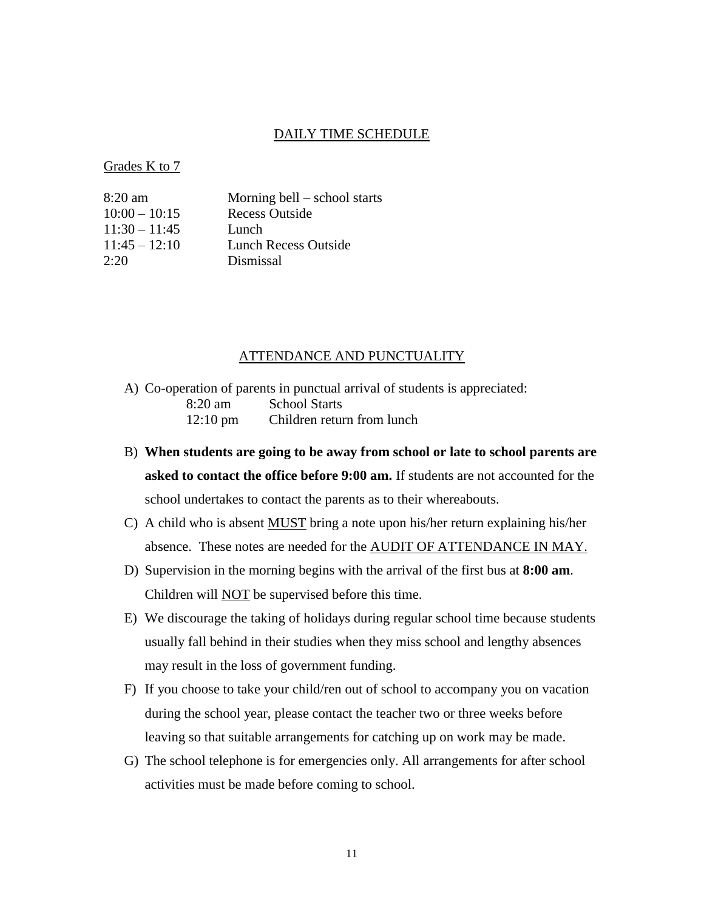## DAILY TIME SCHEDULE

Grades K to 7

| | |
|---|---|
| 8:20 am | Morning bell – school starts |
| 10:00 – 10:15 | Recess Outside |
| 11:30 – 11:45 | Lunch |
| 11:45 – 12:10 | Lunch Recess Outside |
| 2:20 | Dismissal |

## ATTENDANCE AND PUNCTUALITY

A) Co-operation of parents in punctual arrival of students is appreciated:

| | |
|---|---|
| 8:20 am | School Starts |
| 12:10 pm | Children return from lunch |

B) **When students are going to be away from school or late to school parents are asked to contact the office before 9:00 am.** If students are not accounted for the school undertakes to contact the parents as to their whereabouts.

C) A child who is absent MUST bring a note upon his/her return explaining his/her absence. These notes are needed for the AUDIT OF ATTENDANCE IN MAY.

D) Supervision in the morning begins with the arrival of the first bus at **8:00 am**. Children will NOT be supervised before this time.

E) We discourage the taking of holidays during regular school time because students usually fall behind in their studies when they miss school and lengthy absences may result in the loss of government funding.

F) If you choose to take your child/ren out of school to accompany you on vacation during the school year, please contact the teacher two or three weeks before leaving so that suitable arrangements for catching up on work may be made.

G) The school telephone is for emergencies only. All arrangements for after school activities must be made before coming to school.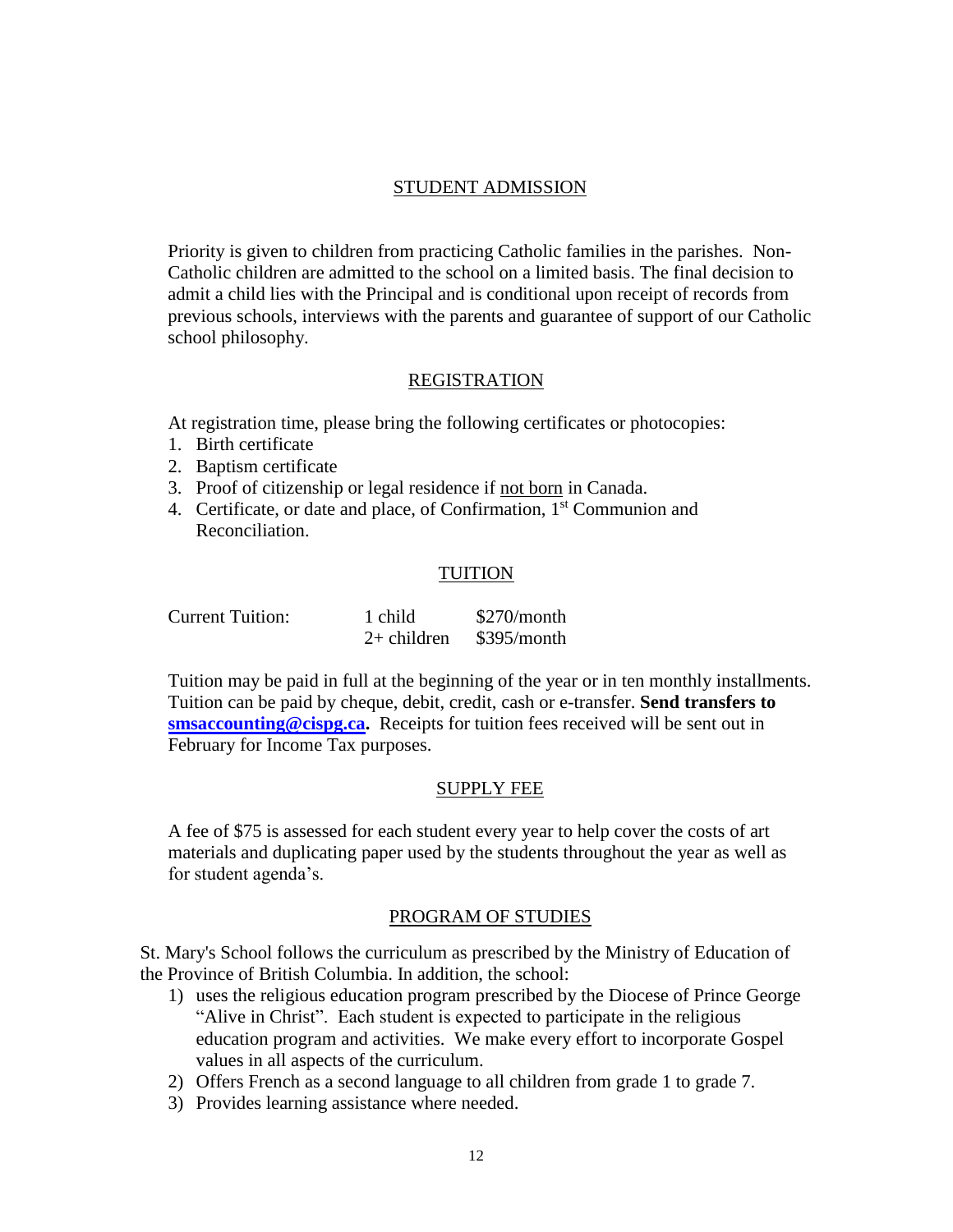## STUDENT ADMISSION

Priority is given to children from practicing Catholic families in the parishes. Non-Catholic children are admitted to the school on a limited basis. The final decision to admit a child lies with the Principal and is conditional upon receipt of records from previous schools, interviews with the parents and guarantee of support of our Catholic school philosophy.

## REGISTRATION

At registration time, please bring the following certificates or photocopies:

1. Birth certificate
2. Baptism certificate
3. Proof of citizenship or legal residence if not born in Canada.
4. Certificate, or date and place, of Confirmation, 1st Communion and Reconciliation.

## TUITION

| Current Tuition: | 1 child | $270/month |
|---|---|---|
| | 2+ children | $395/month |

Tuition may be paid in full at the beginning of the year or in ten monthly installments. Tuition can be paid by cheque, debit, credit, cash or e-transfer. **Send transfers to smsaccounting@cispg.ca.** Receipts for tuition fees received will be sent out in February for Income Tax purposes.

## SUPPLY FEE

A fee of $75 is assessed for each student every year to help cover the costs of art materials and duplicating paper used by the students throughout the year as well as for student agenda's.

## PROGRAM OF STUDIES

St. Mary's School follows the curriculum as prescribed by the Ministry of Education of the Province of British Columbia. In addition, the school:

1) uses the religious education program prescribed by the Diocese of Prince George "Alive in Christ". Each student is expected to participate in the religious education program and activities. We make every effort to incorporate Gospel values in all aspects of the curriculum.
2) Offers French as a second language to all children from grade 1 to grade 7.
3) Provides learning assistance where needed.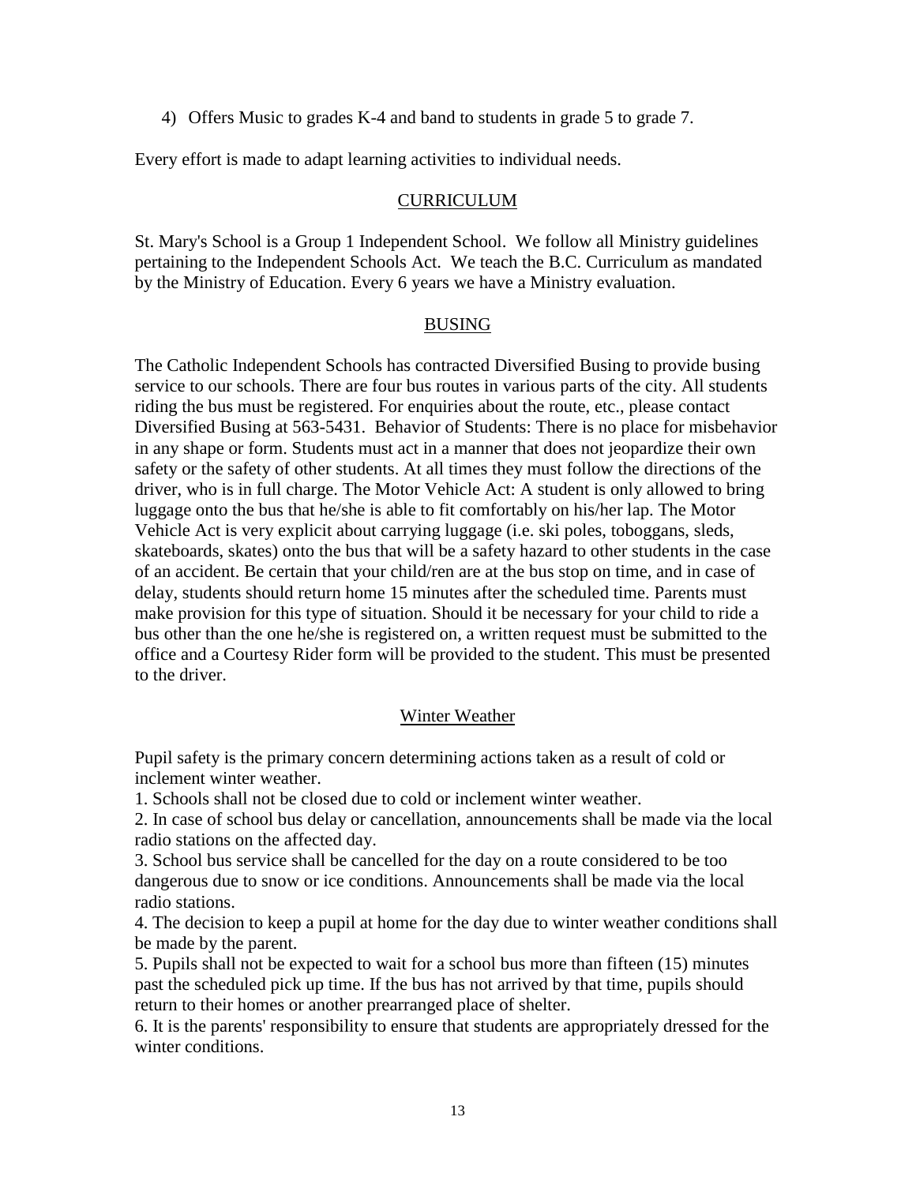4) Offers Music to grades K-4 and band to students in grade 5 to grade 7.

Every effort is made to adapt learning activities to individual needs.

## CURRICULUM

St. Mary's School is a Group 1 Independent School. We follow all Ministry guidelines pertaining to the Independent Schools Act. We teach the B.C. Curriculum as mandated by the Ministry of Education. Every 6 years we have a Ministry evaluation.

## BUSING

The Catholic Independent Schools has contracted Diversified Busing to provide busing service to our schools. There are four bus routes in various parts of the city. All students riding the bus must be registered. For enquiries about the route, etc., please contact Diversified Busing at 563-5431. Behavior of Students: There is no place for misbehavior in any shape or form. Students must act in a manner that does not jeopardize their own safety or the safety of other students. At all times they must follow the directions of the driver, who is in full charge. The Motor Vehicle Act: A student is only allowed to bring luggage onto the bus that he/she is able to fit comfortably on his/her lap. The Motor Vehicle Act is very explicit about carrying luggage (i.e. ski poles, toboggans, sleds, skateboards, skates) onto the bus that will be a safety hazard to other students in the case of an accident. Be certain that your child/ren are at the bus stop on time, and in case of delay, students should return home 15 minutes after the scheduled time. Parents must make provision for this type of situation. Should it be necessary for your child to ride a bus other than the one he/she is registered on, a written request must be submitted to the office and a Courtesy Rider form will be provided to the student. This must be presented to the driver.

### Winter Weather

Pupil safety is the primary concern determining actions taken as a result of cold or inclement winter weather.

1. Schools shall not be closed due to cold or inclement winter weather.
2. In case of school bus delay or cancellation, announcements shall be made via the local radio stations on the affected day.
3. School bus service shall be cancelled for the day on a route considered to be too dangerous due to snow or ice conditions. Announcements shall be made via the local radio stations.
4. The decision to keep a pupil at home for the day due to winter weather conditions shall be made by the parent.
5. Pupils shall not be expected to wait for a school bus more than fifteen (15) minutes past the scheduled pick up time. If the bus has not arrived by that time, pupils should return to their homes or another prearranged place of shelter.
6. It is the parents' responsibility to ensure that students are appropriately dressed for the winter conditions.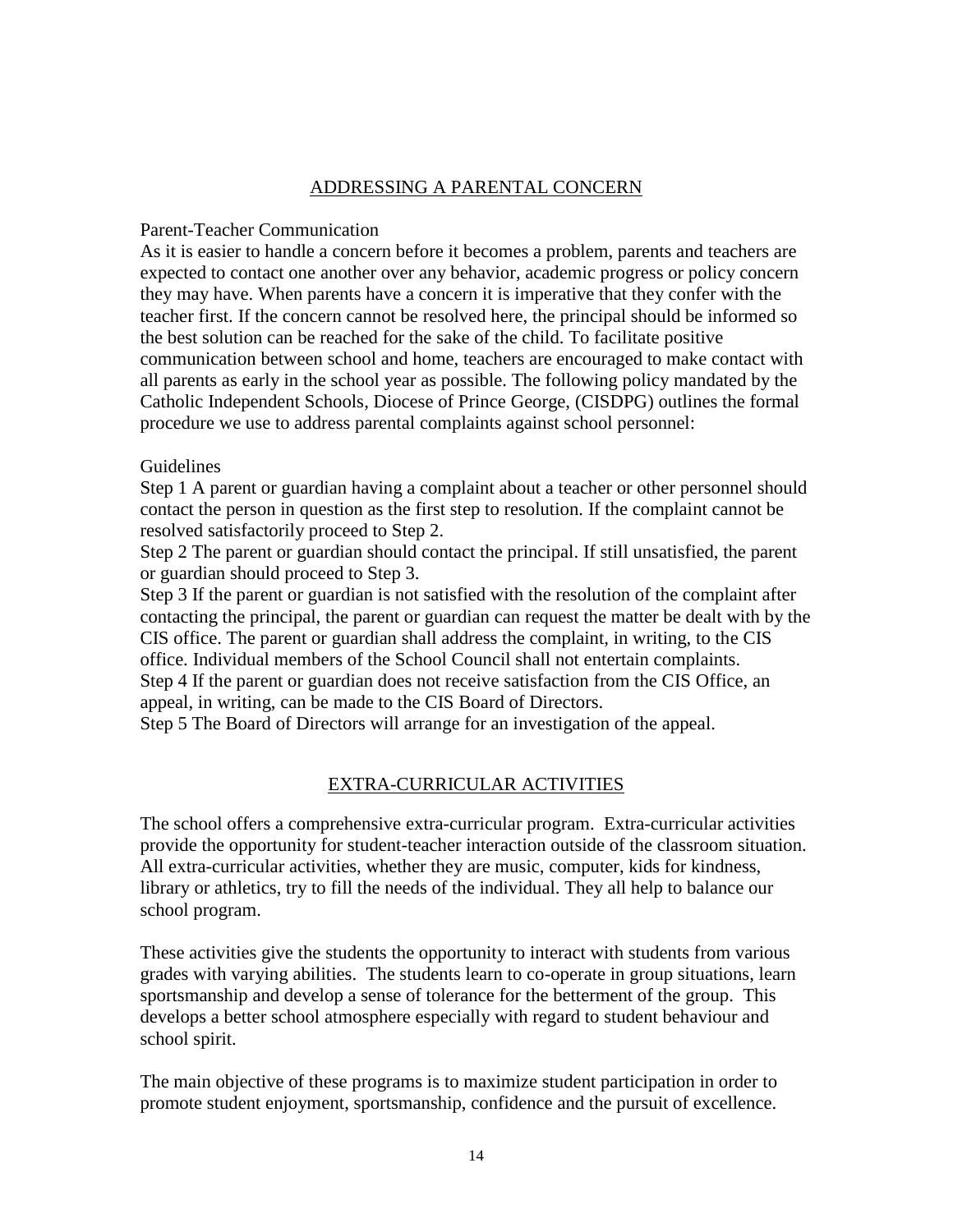## ADDRESSING A PARENTAL CONCERN

Parent-Teacher Communication

As it is easier to handle a concern before it becomes a problem, parents and teachers are expected to contact one another over any behavior, academic progress or policy concern they may have. When parents have a concern it is imperative that they confer with the teacher first. If the concern cannot be resolved here, the principal should be informed so the best solution can be reached for the sake of the child. To facilitate positive communication between school and home, teachers are encouraged to make contact with all parents as early in the school year as possible. The following policy mandated by the Catholic Independent Schools, Diocese of Prince George, (CISDPG) outlines the formal procedure we use to address parental complaints against school personnel:

Guidelines

Step 1 A parent or guardian having a complaint about a teacher or other personnel should contact the person in question as the first step to resolution. If the complaint cannot be resolved satisfactorily proceed to Step 2.

Step 2 The parent or guardian should contact the principal. If still unsatisfied, the parent or guardian should proceed to Step 3.

Step 3 If the parent or guardian is not satisfied with the resolution of the complaint after contacting the principal, the parent or guardian can request the matter be dealt with by the CIS office. The parent or guardian shall address the complaint, in writing, to the CIS office. Individual members of the School Council shall not entertain complaints.

Step 4 If the parent or guardian does not receive satisfaction from the CIS Office, an appeal, in writing, can be made to the CIS Board of Directors.

Step 5 The Board of Directors will arrange for an investigation of the appeal.

## EXTRA-CURRICULAR ACTIVITIES

The school offers a comprehensive extra-curricular program. Extra-curricular activities provide the opportunity for student-teacher interaction outside of the classroom situation. All extra-curricular activities, whether they are music, computer, kids for kindness, library or athletics, try to fill the needs of the individual. They all help to balance our school program.

These activities give the students the opportunity to interact with students from various grades with varying abilities. The students learn to co-operate in group situations, learn sportsmanship and develop a sense of tolerance for the betterment of the group. This develops a better school atmosphere especially with regard to student behaviour and school spirit.

The main objective of these programs is to maximize student participation in order to promote student enjoyment, sportsmanship, confidence and the pursuit of excellence.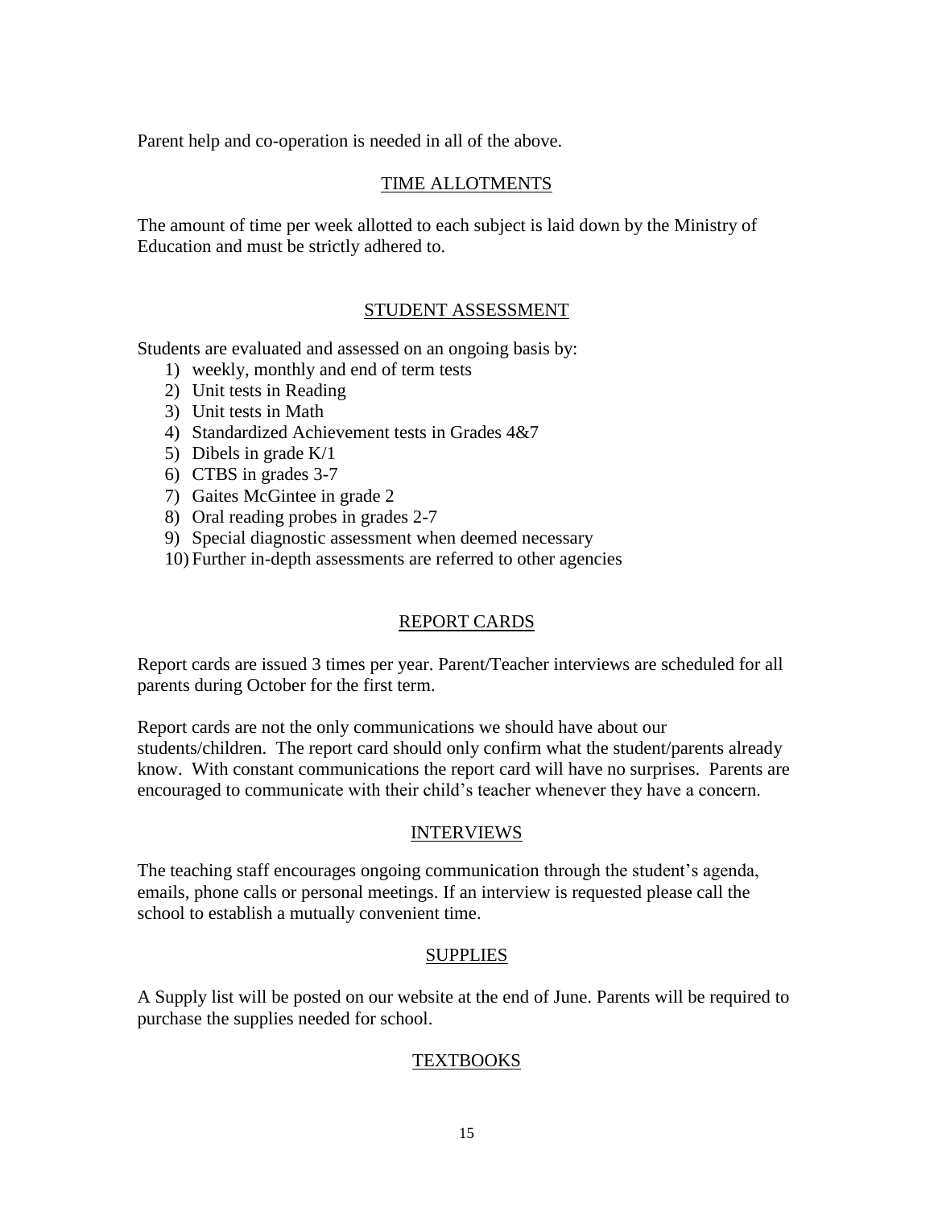Parent help and co-operation is needed in all of the above.

## TIME ALLOTMENTS

The amount of time per week allotted to each subject is laid down by the Ministry of Education and must be strictly adhered to.

## STUDENT ASSESSMENT

Students are evaluated and assessed on an ongoing basis by:

1) weekly, monthly and end of term tests
2) Unit tests in Reading
3) Unit tests in Math
4) Standardized Achievement tests in Grades 4&7
5) Dibels in grade K/1
6) CTBS in grades 3-7
7) Gaites McGintee in grade 2
8) Oral reading probes in grades 2-7
9) Special diagnostic assessment when deemed necessary
10) Further in-depth assessments are referred to other agencies

## REPORT CARDS

Report cards are issued 3 times per year. Parent/Teacher interviews are scheduled for all parents during October for the first term.

Report cards are not the only communications we should have about our students/children. The report card should only confirm what the student/parents already know. With constant communications the report card will have no surprises. Parents are encouraged to communicate with their child's teacher whenever they have a concern.

## INTERVIEWS

The teaching staff encourages ongoing communication through the student's agenda, emails, phone calls or personal meetings. If an interview is requested please call the school to establish a mutually convenient time.

## SUPPLIES

A Supply list will be posted on our website at the end of June. Parents will be required to purchase the supplies needed for school.

## TEXTBOOKS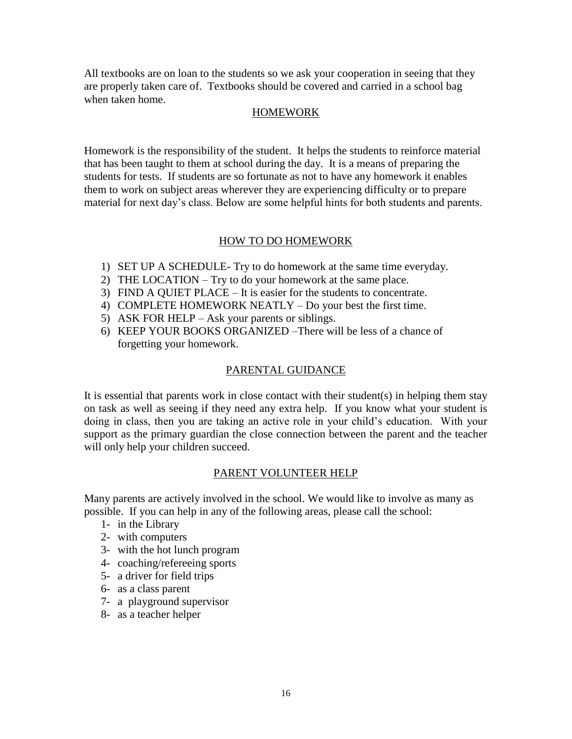All textbooks are on loan to the students so we ask your cooperation in seeing that they are properly taken care of. Textbooks should be covered and carried in a school bag when taken home.

## HOMEWORK

Homework is the responsibility of the student. It helps the students to reinforce material that has been taught to them at school during the day. It is a means of preparing the students for tests. If students are so fortunate as not to have any homework it enables them to work on subject areas wherever they are experiencing difficulty or to prepare material for next day's class. Below are some helpful hints for both students and parents.

## HOW TO DO HOMEWORK

1) SET UP A SCHEDULE- Try to do homework at the same time everyday.
2) THE LOCATION – Try to do your homework at the same place.
3) FIND A QUIET PLACE – It is easier for the students to concentrate.
4) COMPLETE HOMEWORK NEATLY – Do your best the first time.
5) ASK FOR HELP – Ask your parents or siblings.
6) KEEP YOUR BOOKS ORGANIZED –There will be less of a chance of forgetting your homework.

## PARENTAL GUIDANCE

It is essential that parents work in close contact with their student(s) in helping them stay on task as well as seeing if they need any extra help. If you know what your student is doing in class, then you are taking an active role in your child's education. With your support as the primary guardian the close connection between the parent and the teacher will only help your children succeed.

## PARENT VOLUNTEER HELP

Many parents are actively involved in the school. We would like to involve as many as possible. If you can help in any of the following areas, please call the school:

1- in the Library
2- with computers
3- with the hot lunch program
4- coaching/refereeing sports
5- a driver for field trips
6- as a class parent
7- a playground supervisor
8- as a teacher helper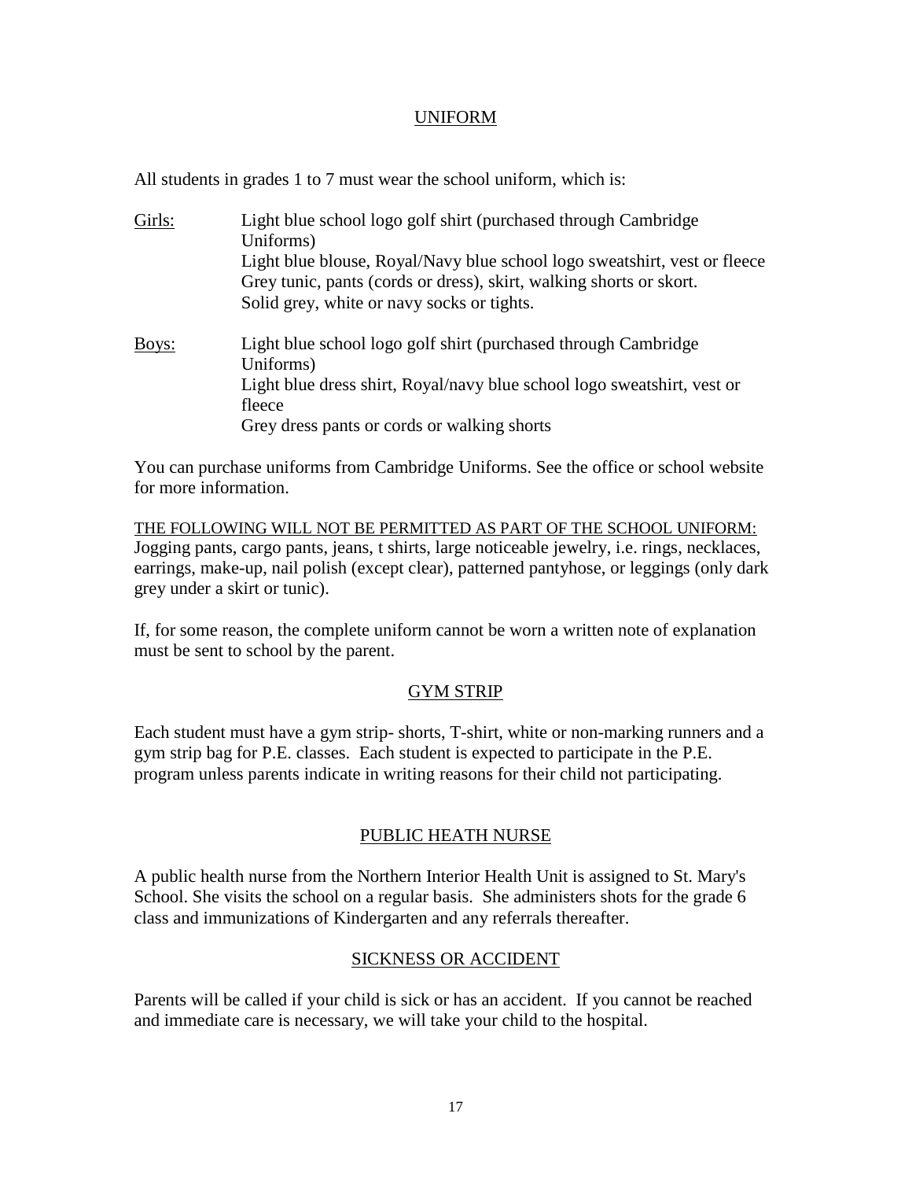## UNIFORM

All students in grades 1 to 7 must wear the school uniform, which is:

<u>Girls:</u>

- Light blue school logo golf shirt (purchased through Cambridge Uniforms)
- Light blue blouse, Royal/Navy blue school logo sweatshirt, vest or fleece
- Grey tunic, pants (cords or dress), skirt, walking shorts or skort.
- Solid grey, white or navy socks or tights.

<u>Boys:</u>

- Light blue school logo golf shirt (purchased through Cambridge Uniforms)
- Light blue dress shirt, Royal/navy blue school logo sweatshirt, vest or fleece
- Grey dress pants or cords or walking shorts

You can purchase uniforms from Cambridge Uniforms. See the office or school website for more information.

<u>THE FOLLOWING WILL NOT BE PERMITTED AS PART OF THE SCHOOL UNIFORM:</u>
Jogging pants, cargo pants, jeans, t shirts, large noticeable jewelry, i.e. rings, necklaces, earrings, make-up, nail polish (except clear), patterned pantyhose, or leggings (only dark grey under a skirt or tunic).

If, for some reason, the complete uniform cannot be worn a written note of explanation must be sent to school by the parent.

## GYM STRIP

Each student must have a gym strip- shorts, T-shirt, white or non-marking runners and a gym strip bag for P.E. classes. Each student is expected to participate in the P.E. program unless parents indicate in writing reasons for their child not participating.

## PUBLIC HEATH NURSE

A public health nurse from the Northern Interior Health Unit is assigned to St. Mary's School. She visits the school on a regular basis. She administers shots for the grade 6 class and immunizations of Kindergarten and any referrals thereafter.

## SICKNESS OR ACCIDENT

Parents will be called if your child is sick or has an accident. If you cannot be reached and immediate care is necessary, we will take your child to the hospital.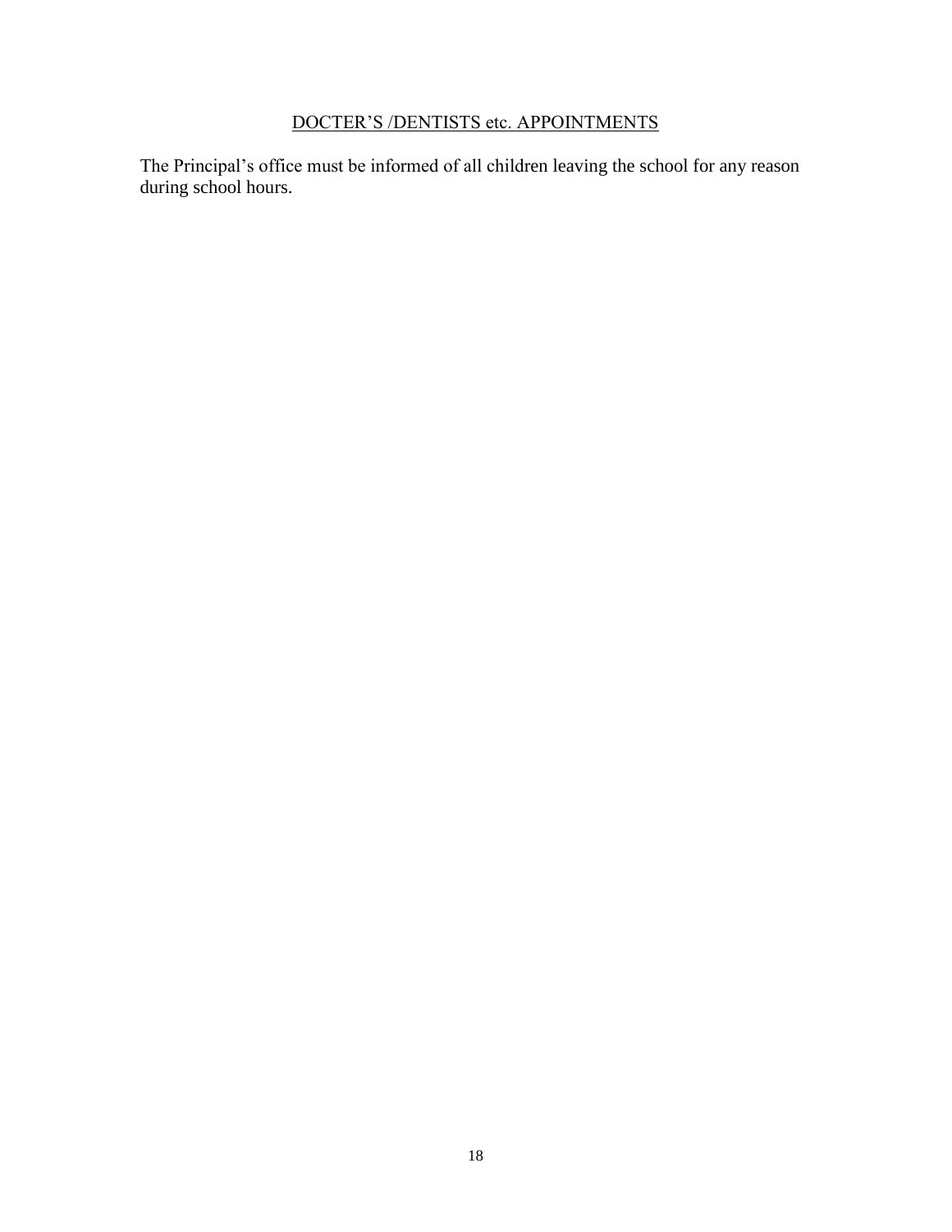## DOCTER'S /DENTISTS etc. APPOINTMENTS

The Principal's office must be informed of all children leaving the school for any reason during school hours.